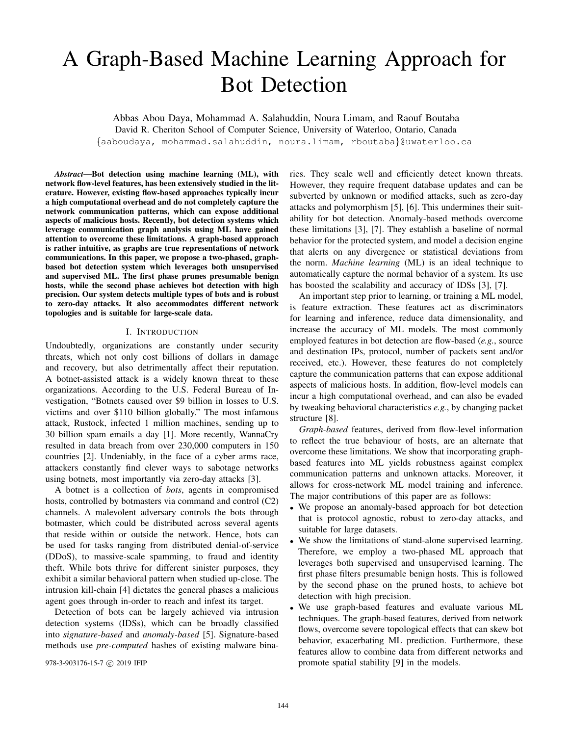# A Graph-Based Machine Learning Approach for Bot Detection

Abbas Abou Daya, Mohammad A. Salahuddin, Noura Limam, and Raouf Boutaba
David R. Cheriton School of Computer Science, University of Waterloo, Ontario, Canada
{aaboudaya, mohammad.salahuddin, noura.limam, rboutaba}@uwaterloo.ca

***Abstract*—Bot detection using machine learning (ML), with network flow-level features, has been extensively studied in the literature. However, existing flow-based approaches typically incur a high computational overhead and do not completely capture the network communication patterns, which can expose additional aspects of malicious hosts. Recently, bot detection systems which leverage communication graph analysis using ML have gained attention to overcome these limitations. A graph-based approach is rather intuitive, as graphs are true representations of network communications. In this paper, we propose a two-phased, graph-based bot detection system which leverages both unsupervised and supervised ML. The first phase prunes presumable benign hosts, while the second phase achieves bot detection with high precision. Our system detects multiple types of bots and is robust to zero-day attacks. It also accommodates different network topologies and is suitable for large-scale data.**

## I. Introduction

Undoubtedly, organizations are constantly under security threats, which not only cost billions of dollars in damage and recovery, but also detrimentally affect their reputation. A botnet-assisted attack is a widely known threat to these organizations. According to the U.S. Federal Bureau of Investigation, "Botnets caused over \$9 billion in losses to U.S. victims and over \$110 billion globally." The most infamous attack, Rustock, infected 1 million machines, sending up to 30 billion spam emails a day [1]. More recently, WannaCry resulted in data breach from over 230,000 computers in 150 countries [2]. Undeniably, in the face of a cyber arms race, attackers constantly find clever ways to sabotage networks using botnets, most importantly via zero-day attacks [3].

A botnet is a collection of *bots*, agents in compromised hosts, controlled by botmasters via command and control (C2) channels. A malevolent adversary controls the bots through botmaster, which could be distributed across several agents that reside within or outside the network. Hence, bots can be used for tasks ranging from distributed denial-of-service (DDoS), to massive-scale spamming, to fraud and identity theft. While bots thrive for different sinister purposes, they exhibit a similar behavioral pattern when studied up-close. The intrusion kill-chain [4] dictates the general phases a malicious agent goes through in-order to reach and infest its target.

Detection of bots can be largely achieved via intrusion detection systems (IDSs), which can be broadly classified into *signature-based* and *anomaly-based* [5]. Signature-based methods use *pre-computed* hashes of existing malware binaries. They scale well and efficiently detect known threats. However, they require frequent database updates and can be subverted by unknown or modified attacks, such as zero-day attacks and polymorphism [5], [6]. This undermines their suitability for bot detection. Anomaly-based methods overcome these limitations [3], [7]. They establish a baseline of normal behavior for the protected system, and model a decision engine that alerts on any divergence or statistical deviations from the norm. *Machine learning* (ML) is an ideal technique to automatically capture the normal behavior of a system. Its use has boosted the scalability and accuracy of IDSs [3], [7].

An important step prior to learning, or training a ML model, is feature extraction. These features act as discriminators for learning and inference, reduce data dimensionality, and increase the accuracy of ML models. The most commonly employed features in bot detection are flow-based (*e.g.*, source and destination IPs, protocol, number of packets sent and/or received, etc.). However, these features do not completely capture the communication patterns that can expose additional aspects of malicious hosts. In addition, flow-level models can incur a high computational overhead, and can also be evaded by tweaking behavioral characteristics *e.g.*, by changing packet structure [8].

*Graph-based* features, derived from flow-level information to reflect the true behaviour of hosts, are an alternate that overcome these limitations. We show that incorporating graph-based features into ML yields robustness against complex communication patterns and unknown attacks. Moreover, it allows for cross-network ML model training and inference. The major contributions of this paper are as follows:

- We propose an anomaly-based approach for bot detection that is protocol agnostic, robust to zero-day attacks, and suitable for large datasets.
- We show the limitations of stand-alone supervised learning. Therefore, we employ a two-phased ML approach that leverages both supervised and unsupervised learning. The first phase filters presumable benign hosts. This is followed by the second phase on the pruned hosts, to achieve bot detection with high precision.
- We use graph-based features and evaluate various ML techniques. The graph-based features, derived from network flows, overcome severe topological effects that can skew bot behavior, exacerbating ML prediction. Furthermore, these features allow to combine data from different networks and promote spatial stability [9] in the models.

978-3-903176-15-7 © 2019 IFIP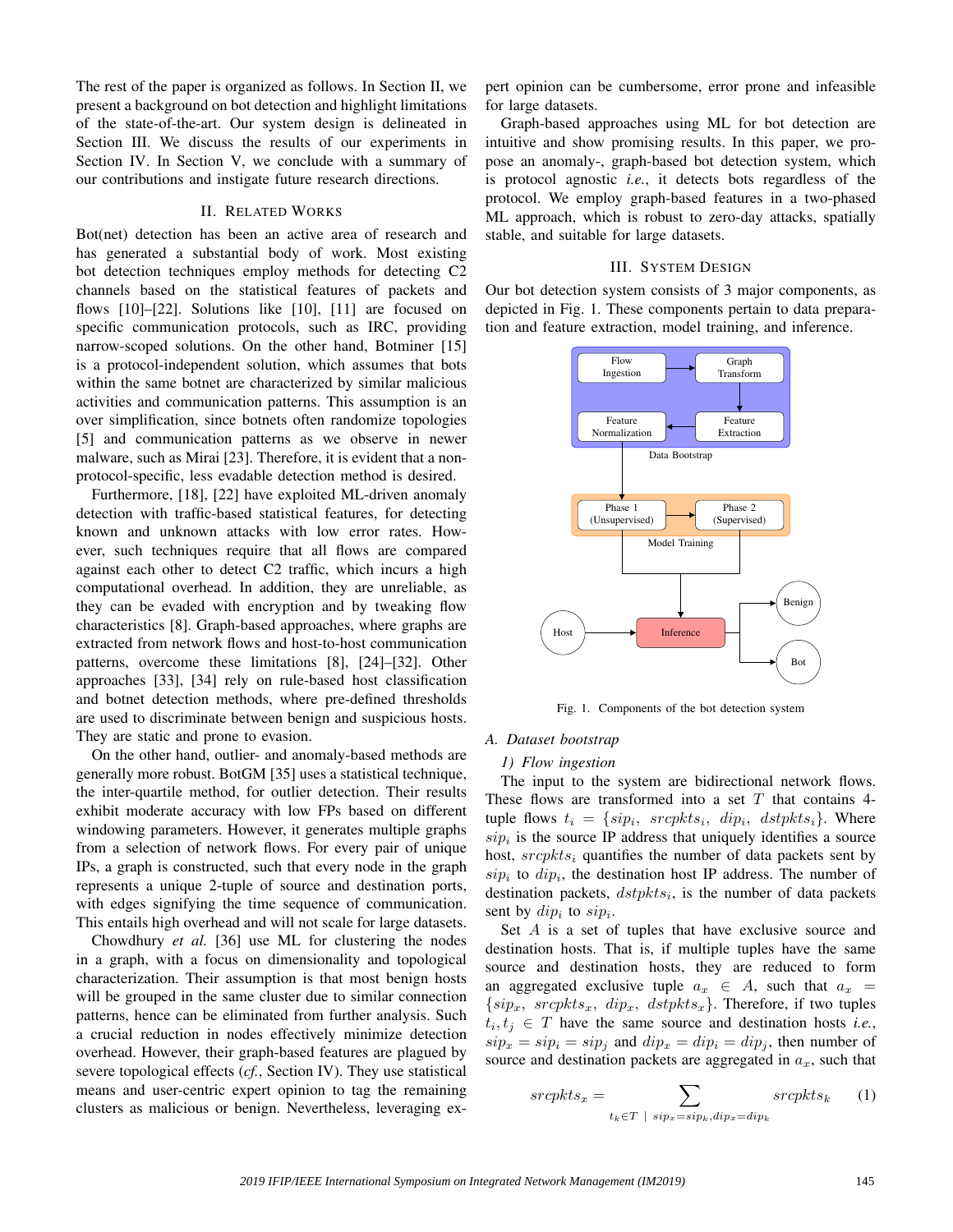The rest of the paper is organized as follows. In Section II, we present a background on bot detection and highlight limitations of the state-of-the-art. Our system design is delineated in Section III. We discuss the results of our experiments in Section IV. In Section V, we conclude with a summary of our contributions and instigate future research directions.

## II. Related Works

Bot(net) detection has been an active area of research and has generated a substantial body of work. Most existing bot detection techniques employ methods for detecting C2 channels based on the statistical features of packets and flows [10]–[22]. Solutions like [10], [11] are focused on specific communication protocols, such as IRC, providing narrow-scoped solutions. On the other hand, Botminer [15] is a protocol-independent solution, which assumes that bots within the same botnet are characterized by similar malicious activities and communication patterns. This assumption is an over simplification, since botnets often randomize topologies [5] and communication patterns as we observe in newer malware, such as Mirai [23]. Therefore, it is evident that a non-protocol-specific, less evadable detection method is desired.

Furthermore, [18], [22] have exploited ML-driven anomaly detection with traffic-based statistical features, for detecting known and unknown attacks with low error rates. However, such techniques require that all flows are compared against each other to detect C2 traffic, which incurs a high computational overhead. In addition, they are unreliable, as they can be evaded with encryption and by tweaking flow characteristics [8]. Graph-based approaches, where graphs are extracted from network flows and host-to-host communication patterns, overcome these limitations [8], [24]–[32]. Other approaches [33], [34] rely on rule-based host classification and botnet detection methods, where pre-defined thresholds are used to discriminate between benign and suspicious hosts. They are static and prone to evasion.

On the other hand, outlier- and anomaly-based methods are generally more robust. BotGM [35] uses a statistical technique, the inter-quartile method, for outlier detection. Their results exhibit moderate accuracy with low FPs based on different windowing parameters. However, it generates multiple graphs from a selection of network flows. For every pair of unique IPs, a graph is constructed, such that every node in the graph represents a unique 2-tuple of source and destination ports, with edges signifying the time sequence of communication. This entails high overhead and will not scale for large datasets.

Chowdhury *et al.* [36] use ML for clustering the nodes in a graph, with a focus on dimensionality and topological characterization. Their assumption is that most benign hosts will be grouped in the same cluster due to similar connection patterns, hence can be eliminated from further analysis. Such a crucial reduction in nodes effectively minimize detection overhead. However, their graph-based features are plagued by severe topological effects (*cf.*, Section IV). They use statistical means and user-centric expert opinion to tag the remaining clusters as malicious or benign. Nevertheless, leveraging expert opinion can be cumbersome, error prone and infeasible for large datasets.

Graph-based approaches using ML for bot detection are intuitive and show promising results. In this paper, we propose an anomaly-, graph-based bot detection system, which is protocol agnostic *i.e.*, it detects bots regardless of the protocol. We employ graph-based features in a two-phased ML approach, which is robust to zero-day attacks, spatially stable, and suitable for large datasets.

## III. System Design

Our bot detection system consists of 3 major components, as depicted in Fig. 1. These components pertain to data preparation and feature extraction, model training, and inference.

Fig. 1. Components of the bot detection system

### A. Dataset bootstrap

#### 1) Flow ingestion

The input to the system are bidirectional network flows. These flows are transformed into a set $T$ that contains 4-tuple flows $t_i = \{sip_i,\ srcpkts_i,\ dip_i,\ dstpkts_i\}$. Where $sip_i$ is the source IP address that uniquely identifies a source host, $srcpkts_i$ quantifies the number of data packets sent by $sip_i$ to $dip_i$, the destination host IP address. The number of destination packets, $dstpkts_i$, is the number of data packets sent by $dip_i$ to $sip_i$.

Set $A$ is a set of tuples that have exclusive source and destination hosts. That is, if multiple tuples have the same source and destination hosts, they are reduced to form an aggregated exclusive tuple $a_x \in A$, such that $a_x = \{sip_x,\ srcpkts_x,\ dip_x,\ dstpkts_x\}$. Therefore, if two tuples $t_i, t_j \in T$ have the same source and destination hosts *i.e.*, $sip_x = sip_i = sip_j$ and $dip_x = dip_i = dip_j$, then number of source and destination packets are aggregated in $a_x$, such that

$$srcpkts_x = \sum_{t_k \in T \ | \ sip_x = sip_k, dip_x = dip_k} srcpkts_k \quad (1)$$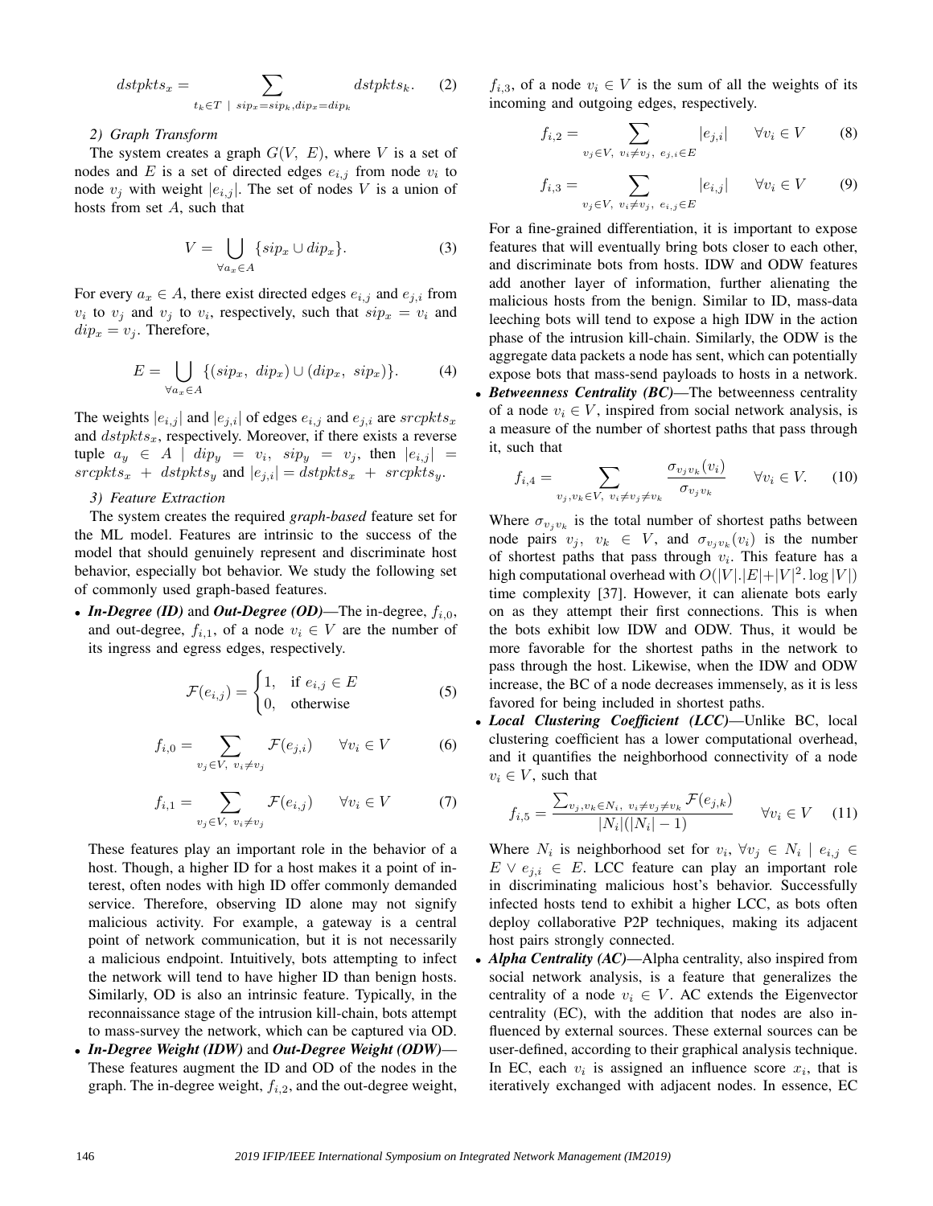$$dstpkts_x = \sum_{t_k \in T \ | \ sip_x = sip_k, dip_x = dip_k} dstpkts_k. \quad (2)$$

#### 2) Graph Transform

The system creates a graph $G(V,\ E)$, where $V$ is a set of nodes and $E$ is a set of directed edges $e_{i,j}$ from node $v_i$ to node $v_j$ with weight $|e_{i,j}|$. The set of nodes $V$ is a union of hosts from set $A$, such that

$$V = \bigcup_{\forall a_x \in A} \{sip_x \cup dip_x\}. \quad (3)$$

For every $a_x \in A$, there exist directed edges $e_{i,j}$ and $e_{j,i}$ from $v_i$ to $v_j$ and $v_j$ to $v_i$, respectively, such that $sip_x = v_i$ and $dip_x = v_j$. Therefore,

$$E = \bigcup_{\forall a_x \in A} \{(sip_x,\ dip_x) \cup (dip_x,\ sip_x)\}. \quad (4)$$

The weights $|e_{i,j}|$ and $|e_{j,i}|$ of edges $e_{i,j}$ and $e_{j,i}$ are $srcpkts_x$ and $dstpkts_x$, respectively. Moreover, if there exists a reverse tuple $a_y \in A \ | \ dip_y = v_i,\ sip_y = v_j$, then $|e_{i,j}| = srcpkts_x + dstpkts_y$ and $|e_{j,i}| = dstpkts_x + srcpkts_y$.

#### 3) Feature Extraction

The system creates the required *graph-based* feature set for the ML model. Features are intrinsic to the success of the model that should genuinely represent and discriminate host behavior, especially bot behavior. We study the following set of commonly used graph-based features.

- ***In-Degree (ID)*** and ***Out-Degree (OD)***—The in-degree, $f_{i,0}$, and out-degree, $f_{i,1}$, of a node $v_i \in V$ are the number of its ingress and egress edges, respectively.

$$\mathcal{F}(e_{i,j}) = \begin{cases} 1, & \text{if } e_{i,j} \in E \\ 0, & \text{otherwise} \end{cases} \quad (5)$$

$$f_{i,0} = \sum_{v_j \in V,\ v_i \neq v_j} \mathcal{F}(e_{j,i}) \qquad \forall v_i \in V \quad (6)$$

$$f_{i,1} = \sum_{v_j \in V,\ v_i \neq v_j} \mathcal{F}(e_{i,j}) \qquad \forall v_i \in V \quad (7)$$

  These features play an important role in the behavior of a host. Though, a higher ID for a host makes it a point of interest, often nodes with high ID offer commonly demanded service. Therefore, observing ID alone may not signify malicious activity. For example, a gateway is a central point of network communication, but it is not necessarily a malicious endpoint. Intuitively, bots attempting to infect the network will tend to have higher ID than benign hosts. Similarly, OD is also an intrinsic feature. Typically, in the reconnaissance stage of the intrusion kill-chain, bots attempt to mass-survey the network, which can be captured via OD.

- ***In-Degree Weight (IDW)*** and ***Out-Degree Weight (ODW)***—These features augment the ID and OD of the nodes in the graph. The in-degree weight, $f_{i,2}$, and the out-degree weight, $f_{i,3}$, of a node $v_i \in V$ is the sum of all the weights of its incoming and outgoing edges, respectively.

$$f_{i,2} = \sum_{v_j \in V,\ v_i \neq v_j,\ e_{j,i} \in E} |e_{j,i}| \qquad \forall v_i \in V \quad (8)$$

$$f_{i,3} = \sum_{v_j \in V,\ v_i \neq v_j,\ e_{i,j} \in E} |e_{i,j}| \qquad \forall v_i \in V \quad (9)$$

  For a fine-grained differentiation, it is important to expose features that will eventually bring bots closer to each other, and discriminate bots from hosts. IDW and ODW features add another layer of information, further alienating the malicious hosts from the benign. Similar to ID, mass-data leeching bots will tend to expose a high IDW in the action phase of the intrusion kill-chain. Similarly, the ODW is the aggregate data packets a node has sent, which can potentially expose bots that mass-send payloads to hosts in a network.

- ***Betweenness Centrality (BC)***—The betweenness centrality of a node $v_i \in V$, inspired from social network analysis, is a measure of the number of shortest paths that pass through it, such that

$$f_{i,4} = \sum_{v_j, v_k \in V,\ v_i \neq v_j \neq v_k} \frac{\sigma_{v_j v_k}(v_i)}{\sigma_{v_j v_k}} \qquad \forall v_i \in V. \quad (10)$$

  Where $\sigma_{v_j v_k}$ is the total number of shortest paths between node pairs $v_j,\ v_k \in V$, and $\sigma_{v_j v_k}(v_i)$ is the number of shortest paths that pass through $v_i$. This feature has a high computational overhead with $O(|V|.|E|+|V|^2 . \log |V|)$ time complexity [37]. However, it can alienate bots early on as they attempt their first connections. This is when the bots exhibit low IDW and ODW. Thus, it would be more favorable for the shortest paths in the network to pass through the host. Likewise, when the IDW and ODW increase, the BC of a node decreases immensely, as it is less favored for being included in shortest paths.

- ***Local Clustering Coefficient (LCC)***—Unlike BC, local clustering coefficient has a lower computational overhead, and it quantifies the neighborhood connectivity of a node $v_i \in V$, such that

$$f_{i,5} = \frac{\sum_{v_j, v_k \in N_i,\ v_i \neq v_j \neq v_k} \mathcal{F}(e_{j,k})}{|N_i|(|N_i| - 1)} \qquad \forall v_i \in V \quad (11)$$

  Where $N_i$ is neighborhood set for $v_i$, $\forall v_j \in N_i \ | \ e_{i,j} \in E \vee e_{j,i} \in E$. LCC feature can play an important role in discriminating malicious host's behavior. Successfully infected hosts tend to exhibit a higher LCC, as bots often deploy collaborative P2P techniques, making its adjacent host pairs strongly connected.

- ***Alpha Centrality (AC)***—Alpha centrality, also inspired from social network analysis, is a feature that generalizes the centrality of a node $v_i \in V$. AC extends the Eigenvector centrality (EC), with the addition that nodes are also influenced by external sources. These external sources can be user-defined, according to their graphical analysis technique. In EC, each $v_i$ is assigned an influence score $x_i$, that is iteratively exchanged with adjacent nodes. In essence, EC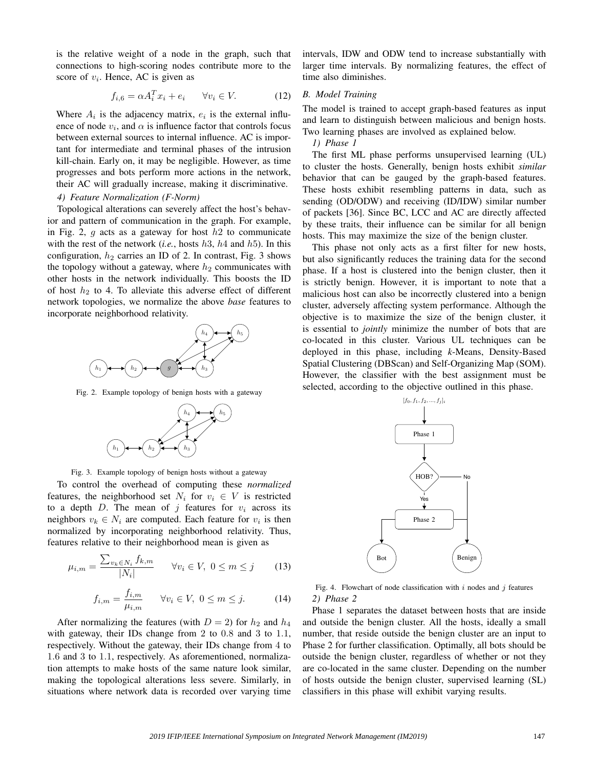is the relative weight of a node in the graph, such that connections to high-scoring nodes contribute more to the score of $v_i$. Hence, AC is given as

$$f_{i,6} = \alpha A_i^T x_i + e_i \qquad \forall v_i \in V. \tag{12}$$

Where $A_i$ is the adjacency matrix, $e_i$ is the external influence of node $v_i$, and $\alpha$ is influence factor that controls focus between external sources to internal influence. AC is important for intermediate and terminal phases of the intrusion kill-chain. Early on, it may be negligible. However, as time progresses and bots perform more actions in the network, their AC will gradually increase, making it discriminative.

*4) Feature Normalization (F-Norm)*

Topological alterations can severely affect the host's behavior and pattern of communication in the graph. For example, in Fig. 2, $g$ acts as a gateway for host $h2$ to communicate with the rest of the network (*i.e.*, hosts $h3$, $h4$ and $h5$). In this configuration, $h_2$ carries an ID of 2. In contrast, Fig. 3 shows the topology without a gateway, where $h_2$ communicates with other hosts in the network individually. This boosts the ID of host $h_2$ to 4. To alleviate this adverse effect of different network topologies, we normalize the above *base* features to incorporate neighborhood relativity.

Fig. 2. Example topology of benign hosts with a gateway

Fig. 3. Example topology of benign hosts without a gateway

To control the overhead of computing these *normalized* features, the neighborhood set $N_i$ for $v_i \in V$ is restricted to a depth $D$. The mean of $j$ features for $v_i$ across its neighbors $v_k \in N_i$ are computed. Each feature for $v_i$ is then normalized by incorporating neighborhood relativity. Thus, features relative to their neighborhood mean is given as

$$\mu_{i,m} = \frac{\sum_{v_k \in N_i} f_{k,m}}{|N_i|} \qquad \forall v_i \in V,\ 0 \leq m \leq j \tag{13}$$

$$f_{i,m} = \frac{f_{i,m}}{\mu_{i,m}} \qquad \forall v_i \in V,\ 0 \leq m \leq j. \tag{14}$$

After normalizing the features (with $D = 2$) for $h_2$ and $h_4$ with gateway, their IDs change from 2 to 0.8 and 3 to 1.1, respectively. Without the gateway, their IDs change from 4 to 1.6 and 3 to 1.1, respectively. As aforementioned, normalization attempts to make hosts of the same nature look similar, making the topological alterations less severe. Similarly, in situations where network data is recorded over varying time intervals, IDW and ODW tend to increase substantially with larger time intervals. By normalizing features, the effect of time also diminishes.

## B. Model Training

The model is trained to accept graph-based features as input and learn to distinguish between malicious and benign hosts. Two learning phases are involved as explained below.

*1) Phase 1*

The first ML phase performs unsupervised learning (UL) to cluster the hosts. Generally, benign hosts exhibit *similar* behavior that can be gauged by the graph-based features. These hosts exhibit resembling patterns in data, such as sending (OD/ODW) and receiving (ID/IDW) similar number of packets [36]. Since BC, LCC and AC are directly affected by these traits, their influence can be similar for all benign hosts. This may maximize the size of the benign cluster.

This phase not only acts as a first filter for new hosts, but also significantly reduces the training data for the second phase. If a host is clustered into the benign cluster, then it is strictly benign. However, it is important to note that a malicious host can also be incorrectly clustered into a benign cluster, adversely affecting system performance. Although the objective is to maximize the size of the benign cluster, it is essential to *jointly* minimize the number of bots that are co-located in this cluster. Various UL techniques can be deployed in this phase, including *k*-Means, Density-Based Spatial Clustering (DBScan) and Self-Organizing Map (SOM). However, the classifier with the best assignment must be selected, according to the objective outlined in this phase.

Fig. 4. Flowchart of node classification with $i$ nodes and $j$ features

*2) Phase 2*

Phase 1 separates the dataset between hosts that are inside and outside the benign cluster. All the hosts, ideally a small number, that reside outside the benign cluster are an input to Phase 2 for further classification. Optimally, all bots should be outside the benign cluster, regardless of whether or not they are co-located in the same cluster. Depending on the number of hosts outside the benign cluster, supervised learning (SL) classifiers in this phase will exhibit varying results.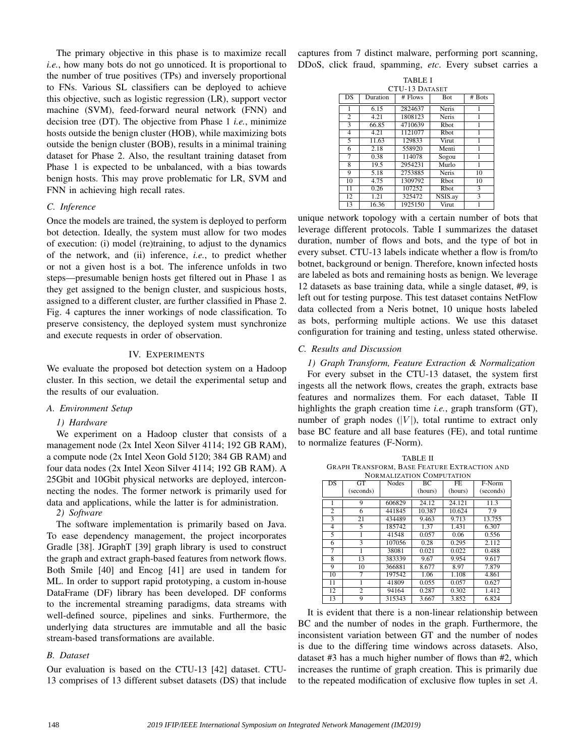The primary objective in this phase is to maximize recall *i.e.*, how many bots do not go unnoticed. It is proportional to the number of true positives (TPs) and inversely proportional to FNs. Various SL classifiers can be deployed to achieve this objective, such as logistic regression (LR), support vector machine (SVM), feed-forward neural network (FNN) and decision tree (DT). The objective from Phase 1 *i.e.*, minimize hosts outside the benign cluster (HOB), while maximizing bots outside the benign cluster (BOB), results in a minimal training dataset for Phase 2. Also, the resultant training dataset from Phase 1 is expected to be unbalanced, with a bias towards benign hosts. This may prove problematic for LR, SVM and FNN in achieving high recall rates.

### C. Inference

Once the models are trained, the system is deployed to perform bot detection. Ideally, the system must allow for two modes of execution: (i) model (re)training, to adjust to the dynamics of the network, and (ii) inference, *i.e.*, to predict whether or not a given host is a bot. The inference unfolds in two steps—presumable benign hosts get filtered out in Phase 1 as they get assigned to the benign cluster, and suspicious hosts, assigned to a different cluster, are further classified in Phase 2. Fig. 4 captures the inner workings of node classification. To preserve consistency, the deployed system must synchronize and execute requests in order of observation.

## IV. Experiments

We evaluate the proposed bot detection system on a Hadoop cluster. In this section, we detail the experimental setup and the results of our evaluation.

### A. Environment Setup

#### 1) Hardware

We experiment on a Hadoop cluster that consists of a management node (2x Intel Xeon Silver 4114; 192 GB RAM), a compute node (2x Intel Xeon Gold 5120; 384 GB RAM) and four data nodes (2x Intel Xeon Silver 4114; 192 GB RAM). A 25Gbit and 10Gbit physical networks are deployed, interconnecting the nodes. The former network is primarily used for data and applications, while the latter is for administration.

#### 2) Software

The software implementation is primarily based on Java. To ease dependency management, the project incorporates Gradle [38]. JGraphT [39] graph library is used to construct the graph and extract graph-based features from network flows. Both Smile [40] and Encog [41] are used in tandem for ML. In order to support rapid prototyping, a custom in-house DataFrame (DF) library has been developed. DF conforms to the incremental streaming paradigms, data streams with well-defined source, pipelines and sinks. Furthermore, the underlying data structures are immutable and all the basic stream-based transformations are available.

### B. Dataset

Our evaluation is based on the CTU-13 [42] dataset. CTU-13 comprises of 13 different subset datasets (DS) that include captures from 7 distinct malware, performing port scanning, DDoS, click fraud, spamming, *etc*. Every subset carries a unique network topology with a certain number of bots that leverage different protocols. Table I summarizes the dataset duration, number of flows and bots, and the type of bot in every subset. CTU-13 labels indicate whether a flow is from/to botnet, background or benign. Therefore, known infected hosts are labeled as bots and remaining hosts as benign. We leverage 12 datasets as base training data, while a single dataset, #9, is left out for testing purpose. This test dataset contains NetFlow data collected from a Neris botnet, 10 unique hosts labeled as bots, performing multiple actions. We use this dataset configuration for training and testing, unless stated otherwise.

TABLE I
CTU-13 Dataset

| DS | Duration | # Flows | Bot | # Bots |
|---|---|---|---|---|
| 1 | 6.15 | 2824637 | Neris | 1 |
| 2 | 4.21 | 1808123 | Neris | 1 |
| 3 | 66.85 | 4710639 | Rbot | 1 |
| 4 | 4.21 | 1121077 | Rbot | 1 |
| 5 | 11.63 | 129833 | Virut | 1 |
| 6 | 2.18 | 558920 | Menti | 1 |
| 7 | 0.38 | 114078 | Sogou | 1 |
| 8 | 19.5 | 2954231 | Murlo | 1 |
| 9 | 5.18 | 2753885 | Neris | 10 |
| 10 | 4.75 | 1309792 | Rbot | 10 |
| 11 | 0.26 | 107252 | Rbot | 3 |
| 12 | 1.21 | 325472 | NSIS.ay | 3 |
| 13 | 16.36 | 1925150 | Virut | 1 |

### C. Results and Discussion

#### 1) Graph Transform, Feature Extraction & Normalization

For every subset in the CTU-13 dataset, the system first ingests all the network flows, creates the graph, extracts base features and normalizes them. For each dataset, Table II highlights the graph creation time *i.e.*, graph transform (GT), number of graph nodes ($|V|$), total runtime to extract only base BC feature and all base features (FE), and total runtime to normalize features (F-Norm).

TABLE II
Graph Transform, Base Feature Extraction and Normalization Computation

| DS | GT (seconds) | Nodes | BC (hours) | FE (hours) | F-Norm (seconds) |
|---|---|---|---|---|---|
| 1 | 9 | 606829 | 24.12 | 24.121 | 11.3 |
| 2 | 6 | 441845 | 10.387 | 10.624 | 7.9 |
| 3 | 21 | 434489 | 9.463 | 9.713 | 13.755 |
| 4 | 5 | 185742 | 1.37 | 1.431 | 6.307 |
| 5 | 1 | 41548 | 0.057 | 0.06 | 0.556 |
| 6 | 3 | 107056 | 0.28 | 0.295 | 2.112 |
| 7 | 1 | 38081 | 0.021 | 0.022 | 0.488 |
| 8 | 13 | 383339 | 9.67 | 9.954 | 9.617 |
| 9 | 10 | 366881 | 8.677 | 8.97 | 7.879 |
| 10 | 7 | 197542 | 1.06 | 1.108 | 4.861 |
| 11 | 1 | 41809 | 0.055 | 0.057 | 0.627 |
| 12 | 2 | 94164 | 0.287 | 0.302 | 1.412 |
| 13 | 9 | 315343 | 3.667 | 3.852 | 6.824 |

It is evident that there is a non-linear relationship between BC and the number of nodes in the graph. Furthermore, the inconsistent variation between GT and the number of nodes is due to the differing time windows across datasets. Also, dataset #3 has a much higher number of flows than #2, which increases the runtime of graph creation. This is primarily due to the repeated modification of exclusive flow tuples in set $A$.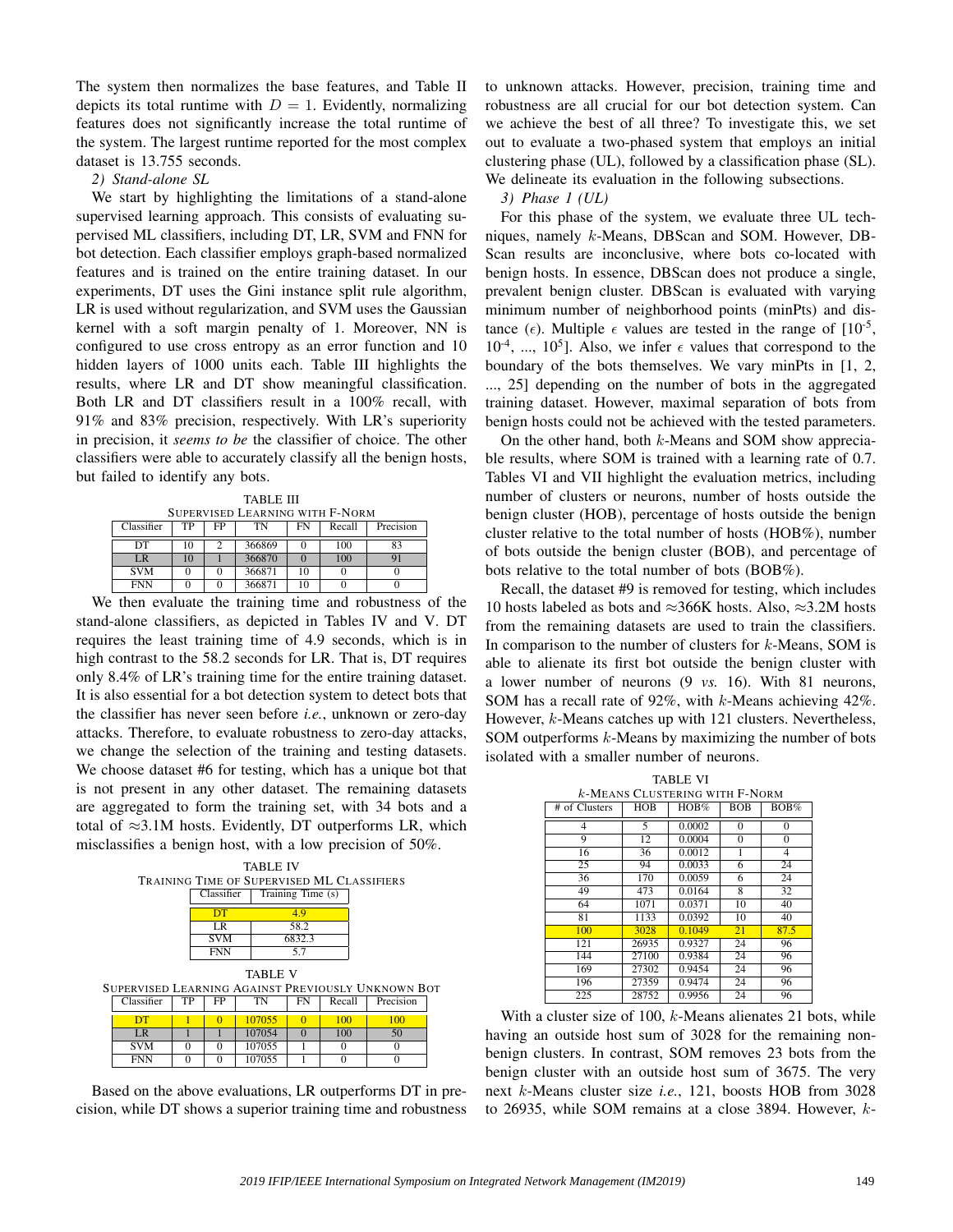The system then normalizes the base features, and Table II depicts its total runtime with $D = 1$. Evidently, normalizing features does not significantly increase the total runtime of the system. The largest runtime reported for the most complex dataset is 13.755 seconds.

*2) Stand-alone SL*

We start by highlighting the limitations of a stand-alone supervised learning approach. This consists of evaluating supervised ML classifiers, including DT, LR, SVM and FNN for bot detection. Each classifier employs graph-based normalized features and is trained on the entire training dataset. In our experiments, DT uses the Gini instance split rule algorithm, LR is used without regularization, and SVM uses the Gaussian kernel with a soft margin penalty of 1. Moreover, NN is configured to use cross entropy as an error function and 10 hidden layers of 1000 units each. Table III highlights the results, where LR and DT show meaningful classification. Both LR and DT classifiers result in a 100% recall, with 91% and 83% precision, respectively. With LR's superiority in precision, it *seems to be* the classifier of choice. The other classifiers were able to accurately classify all the benign hosts, but failed to identify any bots.

TABLE III
SUPERVISED LEARNING WITH F-NORM

| Classifier | TP | FP | TN | FN | Recall | Precision |
|---|---|---|---|---|---|---|
| DT | 10 | 2 | 366869 | 0 | 100 | 83 |
| LR | 10 | 1 | 366870 | 0 | 100 | 91 |
| SVM | 0 | 0 | 366871 | 10 | 0 | 0 |
| FNN | 0 | 0 | 366871 | 10 | 0 | 0 |

We then evaluate the training time and robustness of the stand-alone classifiers, as depicted in Tables IV and V. DT requires the least training time of 4.9 seconds, which is in high contrast to the 58.2 seconds for LR. That is, DT requires only 8.4% of LR's training time for the entire training dataset. It is also essential for a bot detection system to detect bots that the classifier has never seen before *i.e.*, unknown or zero-day attacks. Therefore, to evaluate robustness to zero-day attacks, we change the selection of the training and testing datasets. We choose dataset #6 for testing, which has a unique bot that is not present in any other dataset. The remaining datasets are aggregated to form the training set, with 34 bots and a total of ≈3.1M hosts. Evidently, DT outperforms LR, which misclassifies a benign host, with a low precision of 50%.

TABLE IV
TRAINING TIME OF SUPERVISED ML CLASSIFIERS

| Classifier | Training Time (s) |
|---|---|
| DT | 4.9 |
| LR | 58.2 |
| SVM | 6832.3 |
| FNN | 5.7 |

TABLE V
SUPERVISED LEARNING AGAINST PREVIOUSLY UNKNOWN BOT

| Classifier | TP | FP | TN | FN | Recall | Precision |
|---|---|---|---|---|---|---|
| DT | 1 | 0 | 107055 | 0 | 100 | 100 |
| LR | 1 | 1 | 107054 | 0 | 100 | 50 |
| SVM | 0 | 0 | 107055 | 1 | 0 | 0 |
| FNN | 0 | 0 | 107055 | 1 | 0 | 0 |

Based on the above evaluations, LR outperforms DT in precision, while DT shows a superior training time and robustness to unknown attacks. However, precision, training time and robustness are all crucial for our bot detection system. Can we achieve the best of all three? To investigate this, we set out to evaluate a two-phased system that employs an initial clustering phase (UL), followed by a classification phase (SL). We delineate its evaluation in the following subsections.

*3) Phase 1 (UL)*

For this phase of the system, we evaluate three UL techniques, namely $k$-Means, DBScan and SOM. However, DBScan results are inconclusive, where bots co-located with benign hosts. In essence, DBScan does not produce a single, prevalent benign cluster. DBScan is evaluated with varying minimum number of neighborhood points (minPts) and distance ($\epsilon$). Multiple $\epsilon$ values are tested in the range of [$10^{-5}$, $10^{-4}$, ..., $10^{5}$]. Also, we infer $\epsilon$ values that correspond to the boundary of the bots themselves. We vary minPts in [1, 2, ..., 25] depending on the number of bots in the aggregated training dataset. However, maximal separation of bots from benign hosts could not be achieved with the tested parameters.

On the other hand, both $k$-Means and SOM show appreciable results, where SOM is trained with a learning rate of 0.7. Tables VI and VII highlight the evaluation metrics, including number of clusters or neurons, number of hosts outside the benign cluster (HOB), percentage of hosts outside the benign cluster relative to the total number of hosts (HOB%), number of bots outside the benign cluster (BOB), and percentage of bots relative to the total number of bots (BOB%).

Recall, the dataset #9 is removed for testing, which includes 10 hosts labeled as bots and ≈366K hosts. Also, ≈3.2M hosts from the remaining datasets are used to train the classifiers. In comparison to the number of clusters for $k$-Means, SOM is able to alienate its first bot outside the benign cluster with a lower number of neurons (9 *vs.* 16). With 81 neurons, SOM has a recall rate of 92%, with $k$-Means achieving 42%. However, $k$-Means catches up with 121 clusters. Nevertheless, SOM outperforms $k$-Means by maximizing the number of bots isolated with a smaller number of neurons.

TABLE VI
$k$-MEANS CLUSTERING WITH F-NORM

| # of Clusters | HOB | HOB% | BOB | BOB% |
|---|---|---|---|---|
| 4 | 5 | 0.0002 | 0 | 0 |
| 9 | 12 | 0.0004 | 0 | 0 |
| 16 | 36 | 0.0012 | 1 | 4 |
| 25 | 94 | 0.0033 | 6 | 24 |
| 36 | 170 | 0.0059 | 6 | 24 |
| 49 | 473 | 0.0164 | 8 | 32 |
| 64 | 1071 | 0.0371 | 10 | 40 |
| 81 | 1133 | 0.0392 | 10 | 40 |
| 100 | 3028 | 0.1049 | 21 | 87.5 |
| 121 | 26935 | 0.9327 | 24 | 96 |
| 144 | 27100 | 0.9384 | 24 | 96 |
| 169 | 27302 | 0.9454 | 24 | 96 |
| 196 | 27359 | 0.9474 | 24 | 96 |
| 225 | 28752 | 0.9956 | 24 | 96 |

With a cluster size of 100, $k$-Means alienates 21 bots, while having an outside host sum of 3028 for the remaining non-benign clusters. In contrast, SOM removes 23 bots from the benign cluster with an outside host sum of 3675. The very next $k$-Means cluster size *i.e.*, 121, boosts HOB from 3028 to 26935, while SOM remains at a close 3894. However, $k$-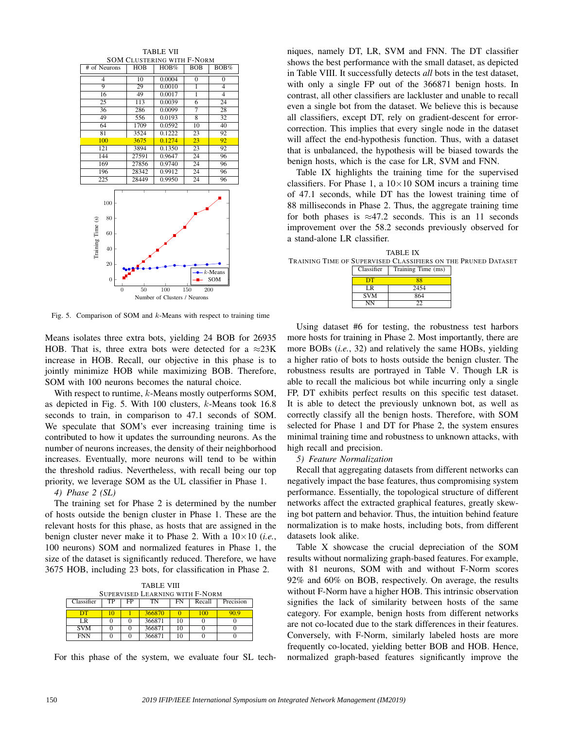TABLE VII
SOM CLUSTERING WITH F-NORM

| # of Neurons | HOB | HOB% | BOB | BOB% |
|---|---|---|---|---|
| 4 | 10 | 0.0004 | 0 | 0 |
| 9 | 29 | 0.0010 | 1 | 4 |
| 16 | 49 | 0.0017 | 1 | 4 |
| 25 | 113 | 0.0039 | 6 | 24 |
| 36 | 286 | 0.0099 | 7 | 28 |
| 49 | 556 | 0.0193 | 8 | 32 |
| 64 | 1709 | 0.0592 | 10 | 40 |
| 81 | 3524 | 0.1222 | 23 | 92 |
| 100 | 3675 | 0.1274 | 23 | 92 |
| 121 | 3894 | 0.1350 | 23 | 92 |
| 144 | 27591 | 0.9647 | 24 | 96 |
| 169 | 27856 | 0.9740 | 24 | 96 |
| 196 | 28342 | 0.9912 | 24 | 96 |
| 225 | 28449 | 0.9950 | 24 | 96 |

Fig. 5. Comparison of SOM and $k$-Means with respect to training time

Means isolates three extra bots, yielding 24 BOB for 26935 HOB. That is, three extra bots were detected for a $\approx$23K increase in HOB. Recall, our objective in this phase is to jointly minimize HOB while maximizing BOB. Therefore, SOM with 100 neurons becomes the natural choice.

With respect to runtime, $k$-Means mostly outperforms SOM, as depicted in Fig. 5. With 100 clusters, $k$-Means took 16.8 seconds to train, in comparison to 47.1 seconds of SOM. We speculate that SOM's ever increasing training time is contributed to how it updates the surrounding neurons. As the number of neurons increases, the density of their neighborhood increases. Eventually, more neurons will tend to be within the threshold radius. Nevertheless, with recall being our top priority, we leverage SOM as the UL classifier in Phase 1.

*4) Phase 2 (SL)*

The training set for Phase 2 is determined by the number of hosts outside the benign cluster in Phase 1. These are the relevant hosts for this phase, as hosts that are assigned in the benign cluster never make it to Phase 2. With a $10\times10$ (*i.e.*, 100 neurons) SOM and normalized features in Phase 1, the size of the dataset is significantly reduced. Therefore, we have 3675 HOB, including 23 bots, for classification in Phase 2.

TABLE VIII
SUPERVISED LEARNING WITH F-NORM

| Classifier | TP | FP | TN | FN | Recall | Precision |
|---|---|---|---|---|---|---|
| DT | 10 | 1 | 366870 | 0 | 100 | 90.9 |
| LR | 0 | 0 | 366871 | 10 | 0 | 0 |
| SVM | 0 | 0 | 366871 | 10 | 0 | 0 |
| FNN | 0 | 0 | 366871 | 10 | 0 | 0 |

For this phase of the system, we evaluate four SL techniques, namely DT, LR, SVM and FNN. The DT classifier shows the best performance with the small dataset, as depicted in Table VIII. It successfully detects *all* bots in the test dataset, with only a single FP out of the 366871 benign hosts. In contrast, all other classifiers are lackluster and unable to recall even a single bot from the dataset. We believe this is because all classifiers, except DT, rely on gradient-descent for error-correction. This implies that every single node in the dataset will affect the end-hypothesis function. Thus, with a dataset that is unbalanced, the hypothesis will be biased towards the benign hosts, which is the case for LR, SVM and FNN.

Table IX highlights the training time for the supervised classifiers. For Phase 1, a $10\times10$ SOM incurs a training time of 47.1 seconds, while DT has the lowest training time of 88 milliseconds in Phase 2. Thus, the aggregate training time for both phases is $\approx$47.2 seconds. This is an 11 seconds improvement over the 58.2 seconds previously observed for a stand-alone LR classifier.

TABLE IX
TRAINING TIME OF SUPERVISED CLASSIFIERS ON THE PRUNED DATASET

| Classifier | Training Time (ms) |
|---|---|
| DT | 88 |
| LR | 2454 |
| SVM | 864 |
| NN | 22 |

Using dataset #6 for testing, the robustness test harbors more hosts for training in Phase 2. Most importantly, there are more BOBs (*i.e.*, 32) and relatively the same HOBs, yielding a higher ratio of bots to hosts outside the benign cluster. The robustness results are portrayed in Table V. Though LR is able to recall the malicious bot while incurring only a single FP, DT exhibits perfect results on this specific test dataset. It is able to detect the previously unknown bot, as well as correctly classify all the benign hosts. Therefore, with SOM selected for Phase 1 and DT for Phase 2, the system ensures minimal training time and robustness to unknown attacks, with high recall and precision.

*5) Feature Normalization*

Recall that aggregating datasets from different networks can negatively impact the base features, thus compromising system performance. Essentially, the topological structure of different networks affect the extracted graphical features, greatly skewing bot pattern and behavior. Thus, the intuition behind feature normalization is to make hosts, including bots, from different datasets look alike.

Table X showcase the crucial depreciation of the SOM results without normalizing graph-based features. For example, with 81 neurons, SOM with and without F-Norm scores 92% and 60% on BOB, respectively. On average, the results without F-Norm have a higher HOB. This intrinsic observation signifies the lack of similarity between hosts of the same category. For example, benign hosts from different networks are not co-located due to the stark differences in their features. Conversely, with F-Norm, similarly labeled hosts are more frequently co-located, yielding better BOB and HOB. Hence, normalized graph-based features significantly improve the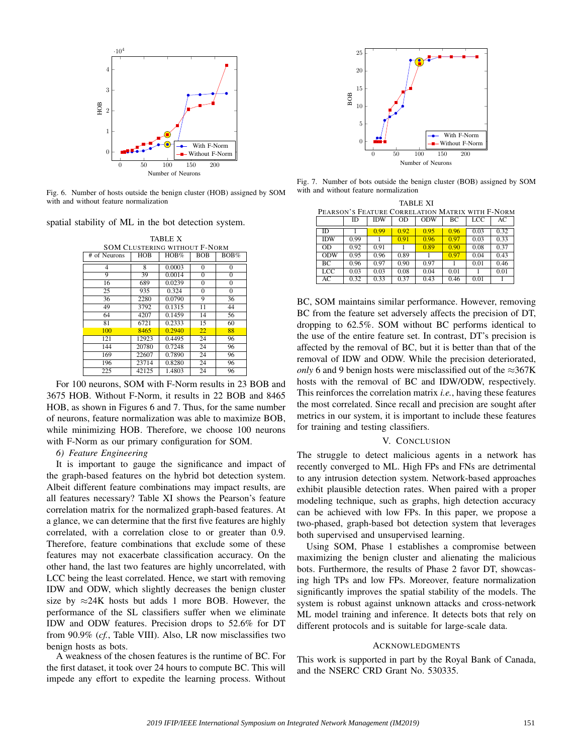Fig. 6. Number of hosts outside the benign cluster (HOB) assigned by SOM with and without feature normalization

Fig. 7. Number of bots outside the benign cluster (BOB) assigned by SOM with and without feature normalization

spatial stability of ML in the bot detection system.

TABLE X
SOM CLUSTERING WITHOUT F-NORM

| # of Neurons | HOB | HOB% | BOB | BOB% |
|---|---|---|---|---|
| 4 | 8 | 0.0003 | 0 | 0 |
| 9 | 39 | 0.0014 | 0 | 0 |
| 16 | 689 | 0.0239 | 0 | 0 |
| 25 | 935 | 0.324 | 0 | 0 |
| 36 | 2280 | 0.0790 | 9 | 36 |
| 49 | 3792 | 0.1315 | 11 | 44 |
| 64 | 4207 | 0.1459 | 14 | 56 |
| 81 | 6721 | 0.2333 | 15 | 60 |
| 100 | 8465 | 0.2940 | 22 | 88 |
| 121 | 12923 | 0.4495 | 24 | 96 |
| 144 | 20780 | 0.7248 | 24 | 96 |
| 169 | 22607 | 0.7890 | 24 | 96 |
| 196 | 23714 | 0.8280 | 24 | 96 |
| 225 | 42125 | 1.4803 | 24 | 96 |

For 100 neurons, SOM with F-Norm results in 23 BOB and 3675 HOB. Without F-Norm, it results in 22 BOB and 8465 HOB, as shown in Figures 6 and 7. Thus, for the same number of neurons, feature normalization was able to maximize BOB, while minimizing HOB. Therefore, we choose 100 neurons with F-Norm as our primary configuration for SOM.

### 6) Feature Engineering

It is important to gauge the significance and impact of the graph-based features on the hybrid bot detection system. Albeit different feature combinations may impact results, are all features necessary? Table XI shows the Pearson's feature correlation matrix for the normalized graph-based features. At a glance, we can determine that the first five features are highly correlated, with a correlation close to or greater than 0.9. Therefore, feature combinations that exclude some of these features may not exacerbate classification accuracy. On the other hand, the last two features are highly uncorrelated, with LCC being the least correlated. Hence, we start with removing IDW and ODW, which slightly decreases the benign cluster size by ≈24K hosts but adds 1 more BOB. However, the performance of the SL classifiers suffer when we eliminate IDW and ODW features. Precision drops to 52.6% for DT from 90.9% (*cf.*, Table VIII). Also, LR now misclassifies two benign hosts as bots.

A weakness of the chosen features is the runtime of BC. For the first dataset, it took over 24 hours to compute BC. This will impede any effort to expedite the learning process. Without BC, SOM maintains similar performance. However, removing BC from the feature set adversely affects the precision of DT, dropping to 62.5%. SOM without BC performs identical to the use of the entire feature set. In contrast, DT's precision is affected by the removal of BC, but it is better than that of the removal of IDW and ODW. While the precision deteriorated, *only* 6 and 9 benign hosts were misclassified out of the ≈367K hosts with the removal of BC and IDW/ODW, respectively. This reinforces the correlation matrix *i.e.*, having these features the most correlated. Since recall and precision are sought after metrics in our system, it is important to include these features for training and testing classifiers.

TABLE XI
PEARSON'S FEATURE CORRELATION MATRIX WITH F-NORM

| | ID | IDW | OD | ODW | BC | LCC | AC |
|---|---|---|---|---|---|---|---|
| ID | 1 | 0.99 | 0.92 | 0.95 | 0.96 | 0.03 | 0.32 |
| IDW | 0.99 | 1 | 0.91 | 0.96 | 0.97 | 0.03 | 0.33 |
| OD | 0.92 | 0.91 | 1 | 0.89 | 0.90 | 0.08 | 0.37 |
| ODW | 0.95 | 0.96 | 0.89 | 1 | 0.97 | 0.04 | 0.43 |
| BC | 0.96 | 0.97 | 0.90 | 0.97 | 1 | 0.01 | 0.46 |
| LCC | 0.03 | 0.03 | 0.08 | 0.04 | 0.01 | 1 | 0.01 |
| AC | 0.32 | 0.33 | 0.37 | 0.43 | 0.46 | 0.01 | 1 |

## V. CONCLUSION

The struggle to detect malicious agents in a network has recently converged to ML. High FPs and FNs are detrimental to any intrusion detection system. Network-based approaches exhibit plausible detection rates. When paired with a proper modeling technique, such as graphs, high detection accuracy can be achieved with low FPs. In this paper, we propose a two-phased, graph-based bot detection system that leverages both supervised and unsupervised learning.

Using SOM, Phase 1 establishes a compromise between maximizing the benign cluster and alienating the malicious bots. Furthermore, the results of Phase 2 favor DT, showcasing high TPs and low FPs. Moreover, feature normalization significantly improves the spatial stability of the models. The system is robust against unknown attacks and cross-network ML model training and inference. It detects bots that rely on different protocols and is suitable for large-scale data.

## ACKNOWLEDGMENTS

This work is supported in part by the Royal Bank of Canada, and the NSERC CRD Grant No. 530335.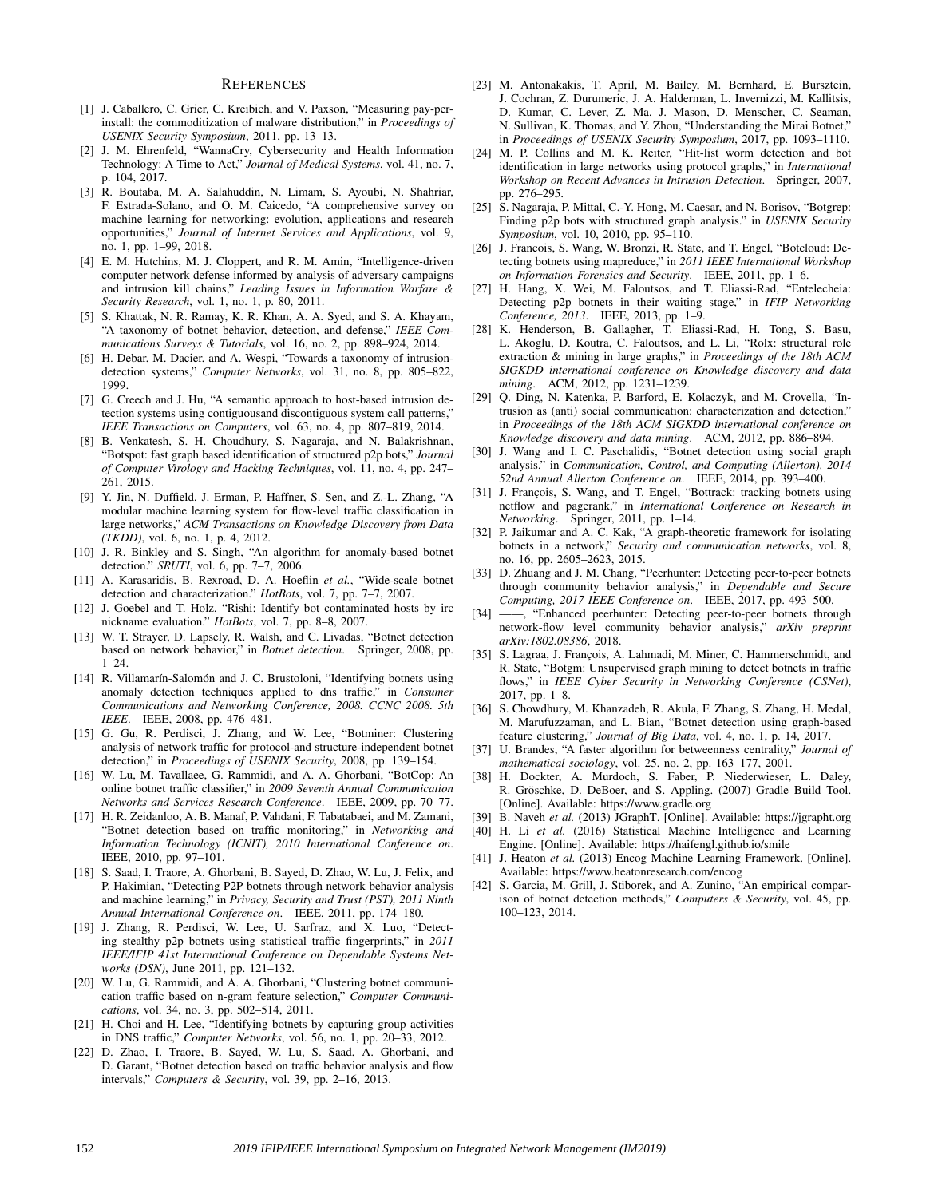## References

[1] J. Caballero, C. Grier, C. Kreibich, and V. Paxson, "Measuring pay-per-install: the commoditization of malware distribution," in *Proceedings of USENIX Security Symposium*, 2011, pp. 13–13.

[2] J. M. Ehrenfeld, "WannaCry, Cybersecurity and Health Information Technology: A Time to Act," *Journal of Medical Systems*, vol. 41, no. 7, p. 104, 2017.

[3] R. Boutaba, M. A. Salahuddin, N. Limam, S. Ayoubi, N. Shahriar, F. Estrada-Solano, and O. M. Caicedo, "A comprehensive survey on machine learning for networking: evolution, applications and research opportunities," *Journal of Internet Services and Applications*, vol. 9, no. 1, pp. 1–99, 2018.

[4] E. M. Hutchins, M. J. Cloppert, and R. M. Amin, "Intelligence-driven computer network defense informed by analysis of adversary campaigns and intrusion kill chains," *Leading Issues in Information Warfare & Security Research*, vol. 1, no. 1, p. 80, 2011.

[5] S. Khattak, N. R. Ramay, K. R. Khan, A. A. Syed, and S. A. Khayam, "A taxonomy of botnet behavior, detection, and defense," *IEEE Communications Surveys & Tutorials*, vol. 16, no. 2, pp. 898–924, 2014.

[6] H. Debar, M. Dacier, and A. Wespi, "Towards a taxonomy of intrusion-detection systems," *Computer Networks*, vol. 31, no. 8, pp. 805–822, 1999.

[7] G. Creech and J. Hu, "A semantic approach to host-based intrusion detection systems using contiguousand discontiguous system call patterns," *IEEE Transactions on Computers*, vol. 63, no. 4, pp. 807–819, 2014.

[8] B. Venkatesh, S. H. Choudhury, S. Nagaraja, and N. Balakrishnan, "Botspot: fast graph based identification of structured p2p bots," *Journal of Computer Virology and Hacking Techniques*, vol. 11, no. 4, pp. 247–261, 2015.

[9] Y. Jin, N. Duffield, J. Erman, P. Haffner, S. Sen, and Z.-L. Zhang, "A modular machine learning system for flow-level traffic classification in large networks," *ACM Transactions on Knowledge Discovery from Data (TKDD)*, vol. 6, no. 1, p. 4, 2012.

[10] J. R. Binkley and S. Singh, "An algorithm for anomaly-based botnet detection." *SRUTI*, vol. 6, pp. 7–7, 2006.

[11] A. Karasaridis, B. Rexroad, D. A. Hoeflin *et al.*, "Wide-scale botnet detection and characterization." *HotBots*, vol. 7, pp. 7–7, 2007.

[12] J. Goebel and T. Holz, "Rishi: Identify bot contaminated hosts by irc nickname evaluation." *HotBots*, vol. 7, pp. 8–8, 2007.

[13] W. T. Strayer, D. Lapsely, R. Walsh, and C. Livadas, "Botnet detection based on network behavior," in *Botnet detection*. Springer, 2008, pp. 1–24.

[14] R. Villamarín-Salomón and J. C. Brustoloni, "Identifying botnets using anomaly detection techniques applied to dns traffic," in *Consumer Communications and Networking Conference, 2008. CCNC 2008. 5th IEEE*. IEEE, 2008, pp. 476–481.

[15] G. Gu, R. Perdisci, J. Zhang, and W. Lee, "Botminer: Clustering analysis of network traffic for protocol-and structure-independent botnet detection," in *Proceedings of USENIX Security*, 2008, pp. 139–154.

[16] W. Lu, M. Tavallaee, G. Rammidi, and A. A. Ghorbani, "BotCop: An online botnet traffic classifier," in *2009 Seventh Annual Communication Networks and Services Research Conference*. IEEE, 2009, pp. 70–77.

[17] H. R. Zeidanloo, A. B. Manaf, P. Vahdani, F. Tabatabaei, and M. Zamani, "Botnet detection based on traffic monitoring," in *Networking and Information Technology (ICNIT), 2010 International Conference on*. IEEE, 2010, pp. 97–101.

[18] S. Saad, I. Traore, A. Ghorbani, B. Sayed, D. Zhao, W. Lu, J. Felix, and P. Hakimian, "Detecting P2P botnets through network behavior analysis and machine learning," in *Privacy, Security and Trust (PST), 2011 Ninth Annual International Conference on*. IEEE, 2011, pp. 174–180.

[19] J. Zhang, R. Perdisci, W. Lee, U. Sarfraz, and X. Luo, "Detecting stealthy p2p botnets using statistical traffic fingerprints," in *2011 IEEE/IFIP 41st International Conference on Dependable Systems Networks (DSN)*, June 2011, pp. 121–132.

[20] W. Lu, G. Rammidi, and A. A. Ghorbani, "Clustering botnet communication traffic based on n-gram feature selection," *Computer Communications*, vol. 34, no. 3, pp. 502–514, 2011.

[21] H. Choi and H. Lee, "Identifying botnets by capturing group activities in DNS traffic," *Computer Networks*, vol. 56, no. 1, pp. 20–33, 2012.

[22] D. Zhao, I. Traore, B. Sayed, W. Lu, S. Saad, A. Ghorbani, and D. Garant, "Botnet detection based on traffic behavior analysis and flow intervals," *Computers & Security*, vol. 39, pp. 2–16, 2013.

[23] M. Antonakakis, T. April, M. Bailey, M. Bernhard, E. Bursztein, J. Cochran, Z. Durumeric, J. A. Halderman, L. Invernizzi, M. Kallitsis, D. Kumar, C. Lever, Z. Ma, J. Mason, D. Menscher, C. Seaman, N. Sullivan, K. Thomas, and Y. Zhou, "Understanding the Mirai Botnet," in *Proceedings of USENIX Security Symposium*, 2017, pp. 1093–1110.

[24] M. P. Collins and M. K. Reiter, "Hit-list worm detection and bot identification in large networks using protocol graphs," in *International Workshop on Recent Advances in Intrusion Detection*. Springer, 2007, pp. 276–295.

[25] S. Nagaraja, P. Mittal, C.-Y. Hong, M. Caesar, and N. Borisov, "Botgrep: Finding p2p bots with structured graph analysis." in *USENIX Security Symposium*, vol. 10, 2010, pp. 95–110.

[26] J. Francois, S. Wang, W. Bronzi, R. State, and T. Engel, "Botcloud: Detecting botnets using mapreduce," in *2011 IEEE International Workshop on Information Forensics and Security*. IEEE, 2011, pp. 1–6.

[27] H. Hang, X. Wei, M. Faloutsos, and T. Eliassi-Rad, "Entelecheia: Detecting p2p botnets in their waiting stage," in *IFIP Networking Conference, 2013*. IEEE, 2013, pp. 1–9.

[28] K. Henderson, B. Gallagher, T. Eliassi-Rad, H. Tong, S. Basu, L. Akoglu, D. Koutra, C. Faloutsos, and L. Li, "Rolx: structural role extraction & mining in large graphs," in *Proceedings of the 18th ACM SIGKDD international conference on Knowledge discovery and data mining*. ACM, 2012, pp. 1231–1239.

[29] Q. Ding, N. Katenka, P. Barford, E. Kolaczyk, and M. Crovella, "Intrusion as (anti) social communication: characterization and detection," in *Proceedings of the 18th ACM SIGKDD international conference on Knowledge discovery and data mining*. ACM, 2012, pp. 886–894.

[30] J. Wang and I. C. Paschalidis, "Botnet detection using social graph analysis," in *Communication, Control, and Computing (Allerton), 2014 52nd Annual Allerton Conference on*. IEEE, 2014, pp. 393–400.

[31] J. François, S. Wang, and T. Engel, "Bottrack: tracking botnets using netflow and pagerank," in *International Conference on Research in Networking*. Springer, 2011, pp. 1–14.

[32] P. Jaikumar and A. C. Kak, "A graph-theoretic framework for isolating botnets in a network," *Security and communication networks*, vol. 8, no. 16, pp. 2605–2623, 2015.

[33] D. Zhuang and J. M. Chang, "Peerhunter: Detecting peer-to-peer botnets through community behavior analysis," in *Dependable and Secure Computing, 2017 IEEE Conference on*. IEEE, 2017, pp. 493–500.

[34] ——, "Enhanced peerhunter: Detecting peer-to-peer botnets through network-flow level community behavior analysis," *arXiv preprint arXiv:1802.08386*, 2018.

[35] S. Lagraa, J. François, A. Lahmadi, M. Miner, C. Hammerschmidt, and R. State, "Botgm: Unsupervised graph mining to detect botnets in traffic flows," in *IEEE Cyber Security in Networking Conference (CSNet)*, 2017, pp. 1–8.

[36] S. Chowdhury, M. Khanzadeh, R. Akula, F. Zhang, S. Zhang, H. Medal, M. Marufuzzaman, and L. Bian, "Botnet detection using graph-based feature clustering," *Journal of Big Data*, vol. 4, no. 1, p. 14, 2017.

[37] U. Brandes, "A faster algorithm for betweenness centrality," *Journal of mathematical sociology*, vol. 25, no. 2, pp. 163–177, 2001.

[38] H. Dockter, A. Murdoch, S. Faber, P. Niederwieser, L. Daley, R. Gröschke, D. DeBoer, and S. Appling. (2007) Gradle Build Tool. [Online]. Available: https://www.gradle.org

[39] B. Naveh *et al.* (2013) JGraphT. [Online]. Available: https://jgrapht.org

[40] H. Li *et al.* (2016) Statistical Machine Intelligence and Learning Engine. [Online]. Available: https://haifengl.github.io/smile

[41] J. Heaton *et al.* (2013) Encog Machine Learning Framework. [Online]. Available: https://www.heatonresearch.com/encog

[42] S. Garcia, M. Grill, J. Stiborek, and A. Zunino, "An empirical comparison of botnet detection methods," *Computers & Security*, vol. 45, pp. 100–123, 2014.